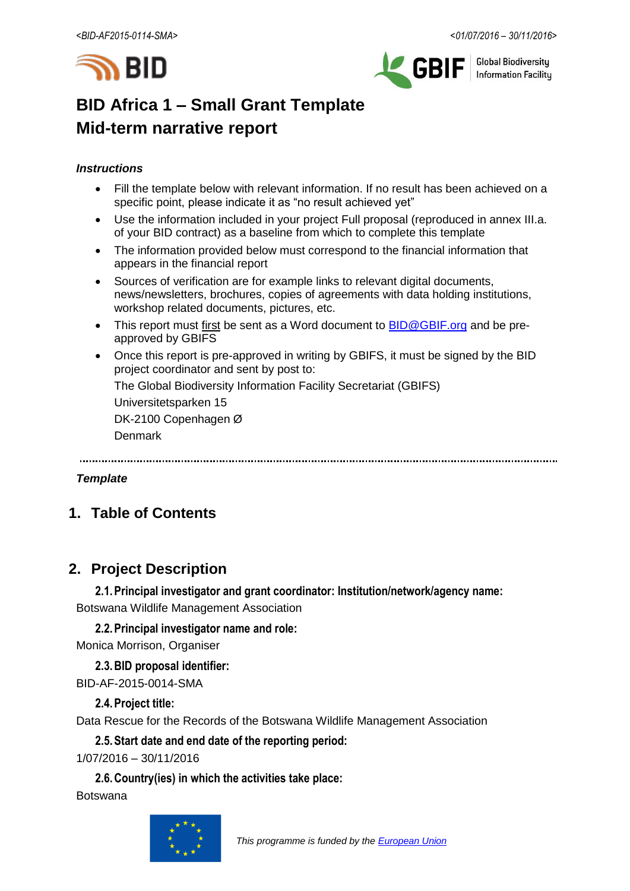# BID Africa 1 – Small Grant Template
# Mid-term narrative report

***Instructions***

- Fill the template below with relevant information. If no result has been achieved on a specific point, please indicate it as "no result achieved yet"
- Use the information included in your project Full proposal (reproduced in annex III.a. of your BID contract) as a baseline from which to complete this template
- The information provided below must correspond to the financial information that appears in the financial report
- Sources of verification are for example links to relevant digital documents, news/newsletters, brochures, copies of agreements with data holding institutions, workshop related documents, pictures, etc.
- This report must first be sent as a Word document to BID@GBIF.org and be pre-approved by GBIFS
- Once this report is pre-approved in writing by GBIFS, it must be signed by the BID project coordinator and sent by post to:

  The Global Biodiversity Information Facility Secretariat (GBIFS)

  Universitetsparken 15

  DK-2100 Copenhagen Ø

  Denmark

---

***Template***

## 1. Table of Contents

## 2. Project Description

### 2.1. Principal investigator and grant coordinator: Institution/network/agency name:

Botswana Wildlife Management Association

### 2.2. Principal investigator name and role:

Monica Morrison, Organiser

### 2.3. BID proposal identifier:

BID-AF-2015-0014-SMA

### 2.4. Project title:

Data Rescue for the Records of the Botswana Wildlife Management Association

### 2.5. Start date and end date of the reporting period:

1/07/2016 – 30/11/2016

### 2.6. Country(ies) in which the activities take place:

Botswana

*This programme is funded by the European Union*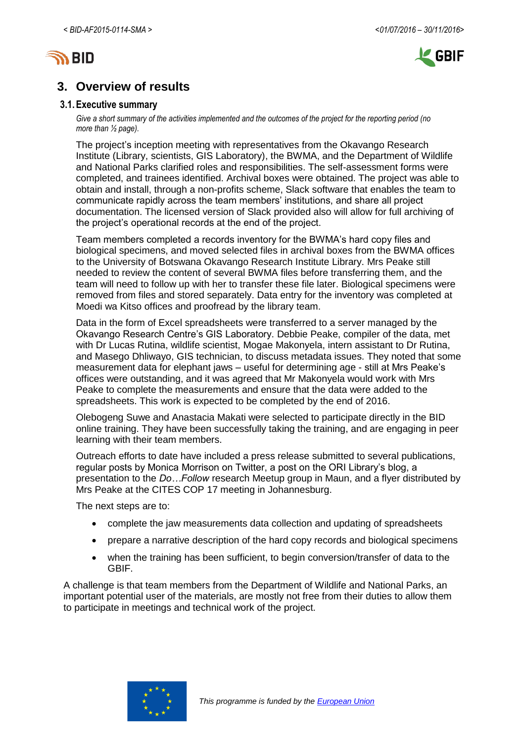## 3. Overview of results

### 3.1. Executive summary

*Give a short summary of the activities implemented and the outcomes of the project for the reporting period (no more than ½ page).*

The project's inception meeting with representatives from the Okavango Research Institute (Library, scientists, GIS Laboratory), the BWMA, and the Department of Wildlife and National Parks clarified roles and responsibilities. The self-assessment forms were completed, and trainees identified. Archival boxes were obtained. The project was able to obtain and install, through a non-profits scheme, Slack software that enables the team to communicate rapidly across the team members' institutions, and share all project documentation. The licensed version of Slack provided also will allow for full archiving of the project's operational records at the end of the project.

Team members completed a records inventory for the BWMA's hard copy files and biological specimens, and moved selected files in archival boxes from the BWMA offices to the University of Botswana Okavango Research Institute Library. Mrs Peake still needed to review the content of several BWMA files before transferring them, and the team will need to follow up with her to transfer these file later. Biological specimens were removed from files and stored separately. Data entry for the inventory was completed at Moedi wa Kitso offices and proofread by the library team.

Data in the form of Excel spreadsheets were transferred to a server managed by the Okavango Research Centre's GIS Laboratory. Debbie Peake, compiler of the data, met with Dr Lucas Rutina, wildlife scientist, Mogae Makonyela, intern assistant to Dr Rutina, and Masego Dhliwayo, GIS technician, to discuss metadata issues. They noted that some measurement data for elephant jaws – useful for determining age - still at Mrs Peake's offices were outstanding, and it was agreed that Mr Makonyela would work with Mrs Peake to complete the measurements and ensure that the data were added to the spreadsheets. This work is expected to be completed by the end of 2016.

Olebogeng Suwe and Anastacia Makati were selected to participate directly in the BID online training. They have been successfully taking the training, and are engaging in peer learning with their team members.

Outreach efforts to date have included a press release submitted to several publications, regular posts by Monica Morrison on Twitter, a post on the ORI Library's blog, a presentation to the *Do…Follow* research Meetup group in Maun, and a flyer distributed by Mrs Peake at the CITES COP 17 meeting in Johannesburg.

The next steps are to:

- complete the jaw measurements data collection and updating of spreadsheets
- prepare a narrative description of the hard copy records and biological specimens
- when the training has been sufficient, to begin conversion/transfer of data to the GBIF.

A challenge is that team members from the Department of Wildlife and National Parks, an important potential user of the materials, are mostly not free from their duties to allow them to participate in meetings and technical work of the project.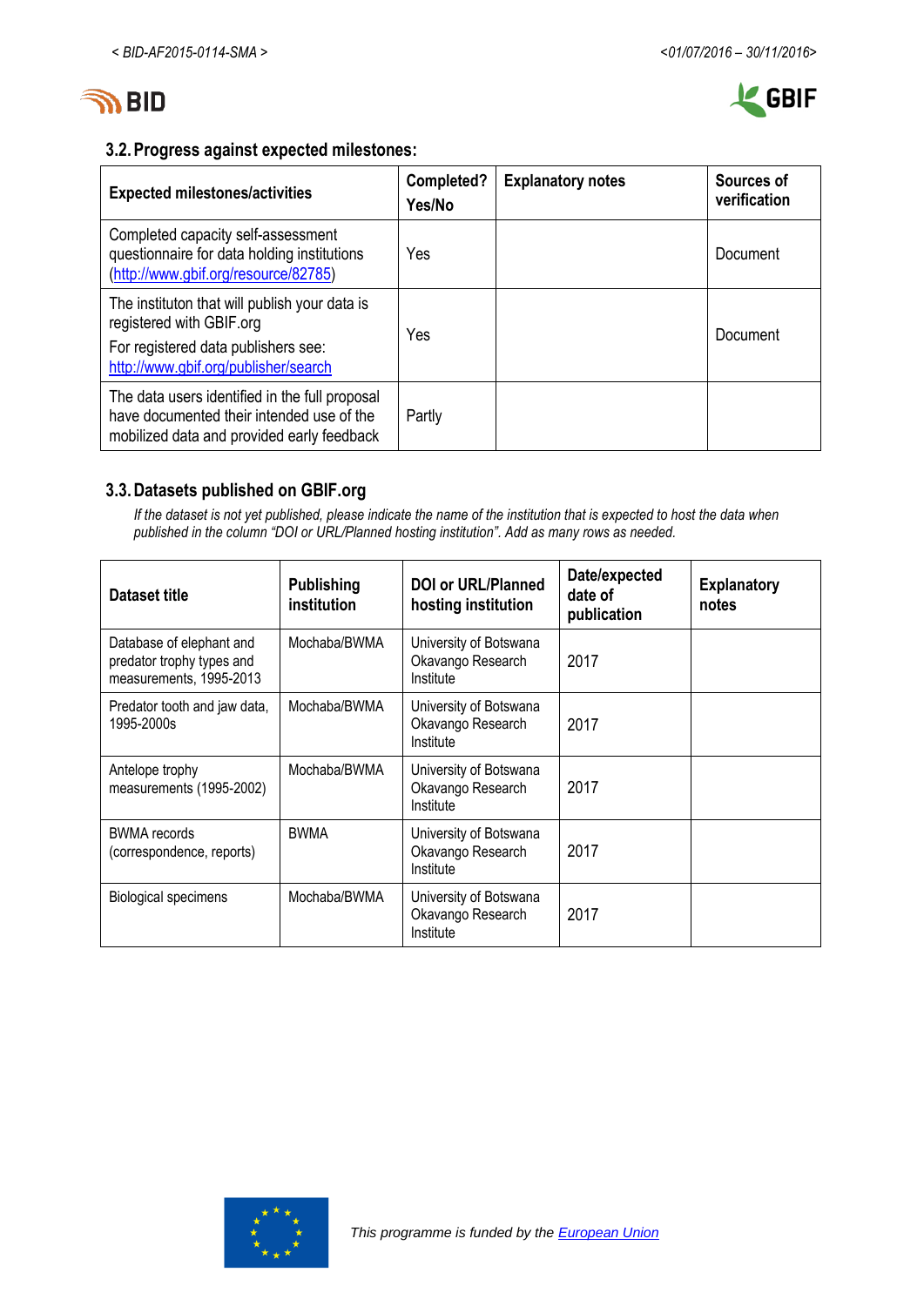## 3.2. Progress against expected milestones:

| Expected milestones/activities | Completed? Yes/No | Explanatory notes | Sources of verification |
|---|---|---|---|
| Completed capacity self-assessment questionnaire for data holding institutions (http://www.gbif.org/resource/82785) | Yes | | Document |
| The instituton that will publish your data is registered with GBIF.org<br>For registered data publishers see: http://www.gbif.org/publisher/search | Yes | | Document |
| The data users identified in the full proposal have documented their intended use of the mobilized data and provided early feedback | Partly | | |

## 3.3. Datasets published on GBIF.org

*If the dataset is not yet published, please indicate the name of the institution that is expected to host the data when published in the column "DOI or URL/Planned hosting institution". Add as many rows as needed.*

| Dataset title | Publishing institution | DOI or URL/Planned hosting institution | Date/expected date of publication | Explanatory notes |
|---|---|---|---|---|
| Database of elephant and predator trophy types and measurements, 1995-2013 | Mochaba/BWMA | University of Botswana Okavango Research Institute | 2017 | |
| Predator tooth and jaw data, 1995-2000s | Mochaba/BWMA | University of Botswana Okavango Research Institute | 2017 | |
| Antelope trophy measurements (1995-2002) | Mochaba/BWMA | University of Botswana Okavango Research Institute | 2017 | |
| BWMA records (correspondence, reports) | BWMA | University of Botswana Okavango Research Institute | 2017 | |
| Biological specimens | Mochaba/BWMA | University of Botswana Okavango Research Institute | 2017 | |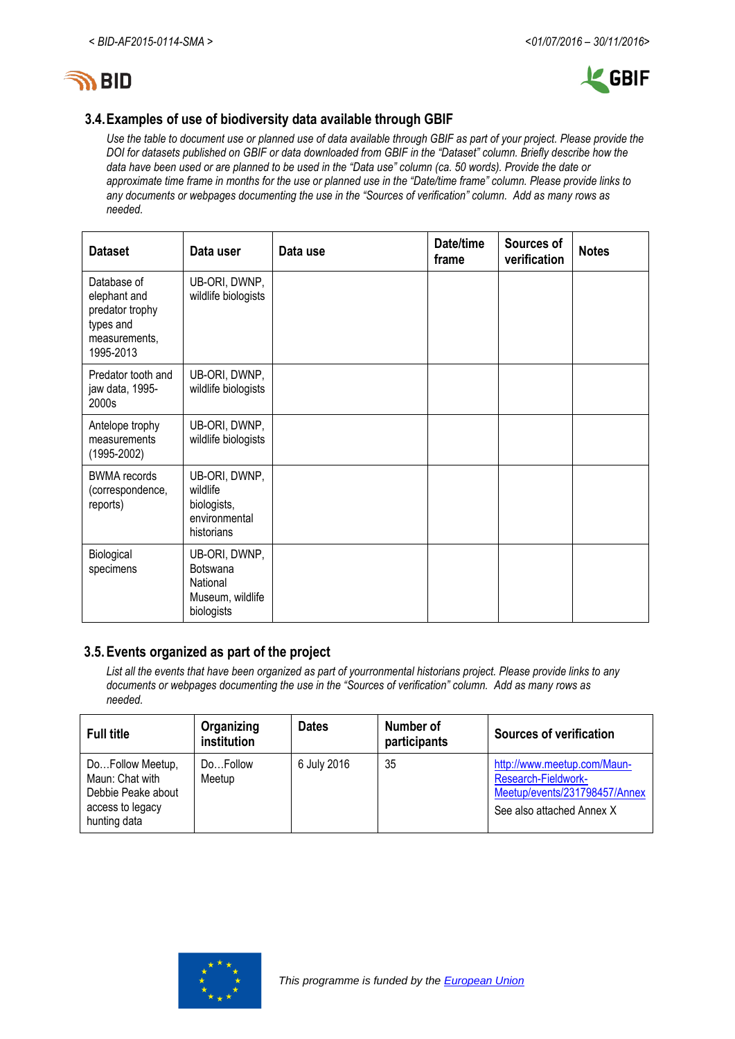## 3.4. Examples of use of biodiversity data available through GBIF

*Use the table to document use or planned use of data available through GBIF as part of your project. Please provide the DOI for datasets published on GBIF or data downloaded from GBIF in the "Dataset" column. Briefly describe how the data have been used or are planned to be used in the "Data use" column (ca. 50 words). Provide the date or approximate time frame in months for the use or planned use in the "Date/time frame" column. Please provide links to any documents or webpages documenting the use in the "Sources of verification" column. Add as many rows as needed.*

| Dataset | Data user | Data use | Date/time frame | Sources of verification | Notes |
|---|---|---|---|---|---|
| Database of elephant and predator trophy types and measurements, 1995-2013 | UB-ORI, DWNP, wildlife biologists | | | | |
| Predator tooth and jaw data, 1995-2000s | UB-ORI, DWNP, wildlife biologists | | | | |
| Antelope trophy measurements (1995-2002) | UB-ORI, DWNP, wildlife biologists | | | | |
| BWMA records (correspondence, reports) | UB-ORI, DWNP, wildlife biologists, environmental historians | | | | |
| Biological specimens | UB-ORI, DWNP, Botswana National Museum, wildlife biologists | | | | |

## 3.5. Events organized as part of the project

*List all the events that have been organized as part of yourronmental historians project. Please provide links to any documents or webpages documenting the use in the "Sources of verification" column. Add as many rows as needed.*

| Full title | Organizing institution | Dates | Number of participants | Sources of verification |
|---|---|---|---|---|
| Do…Follow Meetup, Maun: Chat with Debbie Peake about access to legacy hunting data | Do…Follow Meetup | 6 July 2016 | 35 | http://www.meetup.com/Maun-Research-Fieldwork-Meetup/events/231798457/Annex<br>See also attached Annex X |

*This programme is funded by the European Union*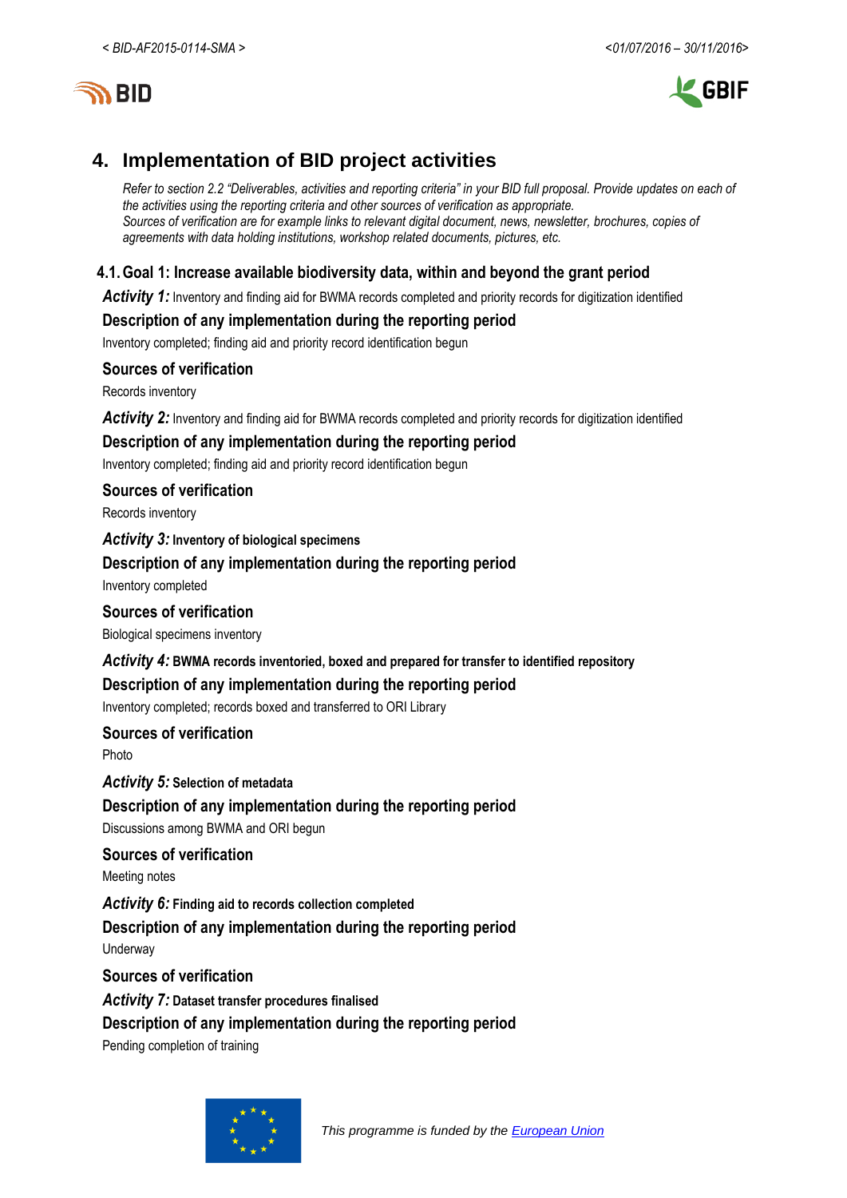## 4. Implementation of BID project activities

*Refer to section 2.2 "Deliverables, activities and reporting criteria" in your BID full proposal. Provide updates on each of the activities using the reporting criteria and other sources of verification as appropriate.*
*Sources of verification are for example links to relevant digital document, news, newsletter, brochures, copies of agreements with data holding institutions, workshop related documents, pictures, etc.*

### 4.1. Goal 1: Increase available biodiversity data, within and beyond the grant period

***Activity 1:*** Inventory and finding aid for BWMA records completed and priority records for digitization identified

**Description of any implementation during the reporting period**

Inventory completed; finding aid and priority record identification begun

**Sources of verification**

Records inventory

***Activity 2:*** Inventory and finding aid for BWMA records completed and priority records for digitization identified

**Description of any implementation during the reporting period**

Inventory completed; finding aid and priority record identification begun

**Sources of verification**

Records inventory

***Activity 3:*** **Inventory of biological specimens**

**Description of any implementation during the reporting period**

Inventory completed

**Sources of verification**

Biological specimens inventory

***Activity 4:*** **BWMA records inventoried, boxed and prepared for transfer to identified repository**

**Description of any implementation during the reporting period**

Inventory completed; records boxed and transferred to ORI Library

**Sources of verification**

Photo

***Activity 5:*** **Selection of metadata**

**Description of any implementation during the reporting period**

Discussions among BWMA and ORI begun

**Sources of verification**

Meeting notes

***Activity 6:*** **Finding aid to records collection completed**

**Description of any implementation during the reporting period**

Underway

**Sources of verification**

***Activity 7:*** **Dataset transfer procedures finalised**

**Description of any implementation during the reporting period**

Pending completion of training

*This programme is funded by the European Union*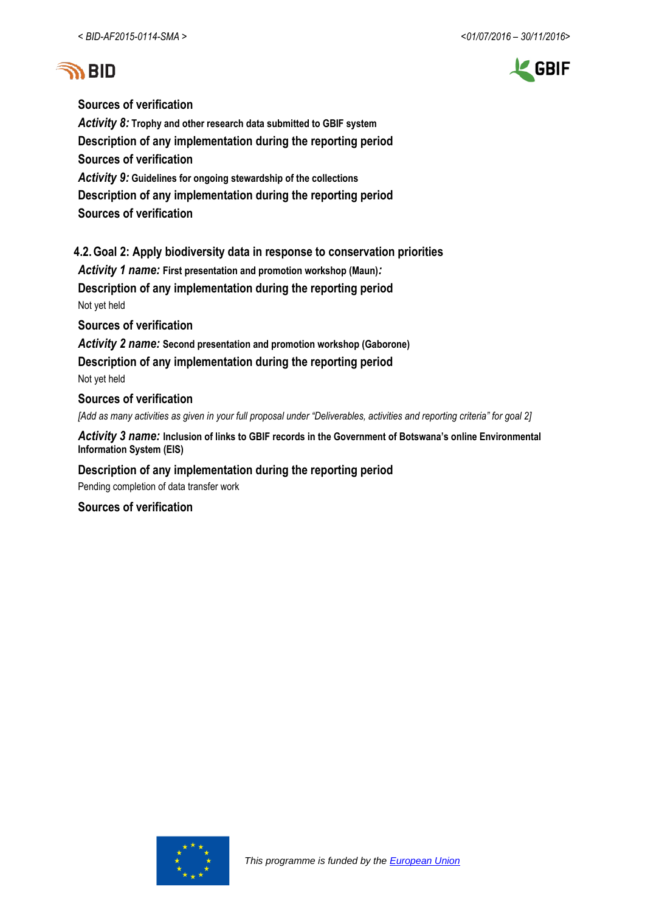**Sources of verification**

***Activity 8:*** **Trophy and other research data submitted to GBIF system**

**Description of any implementation during the reporting period**

**Sources of verification**

***Activity 9:*** **Guidelines for ongoing stewardship of the collections**

**Description of any implementation during the reporting period**

**Sources of verification**

## 4.2. Goal 2: Apply biodiversity data in response to conservation priorities

***Activity 1 name:*** **First presentation and promotion workshop (Maun)*:***

**Description of any implementation during the reporting period**

Not yet held

**Sources of verification**

***Activity 2 name:*** **Second presentation and promotion workshop (Gaborone)**

**Description of any implementation during the reporting period**

Not yet held

**Sources of verification**

*[Add as many activities as given in your full proposal under "Deliverables, activities and reporting criteria" for goal 2]*

***Activity 3 name:*** **Inclusion of links to GBIF records in the Government of Botswana's online Environmental Information System (EIS)**

**Description of any implementation during the reporting period**

Pending completion of data transfer work

**Sources of verification**

*This programme is funded by the European Union*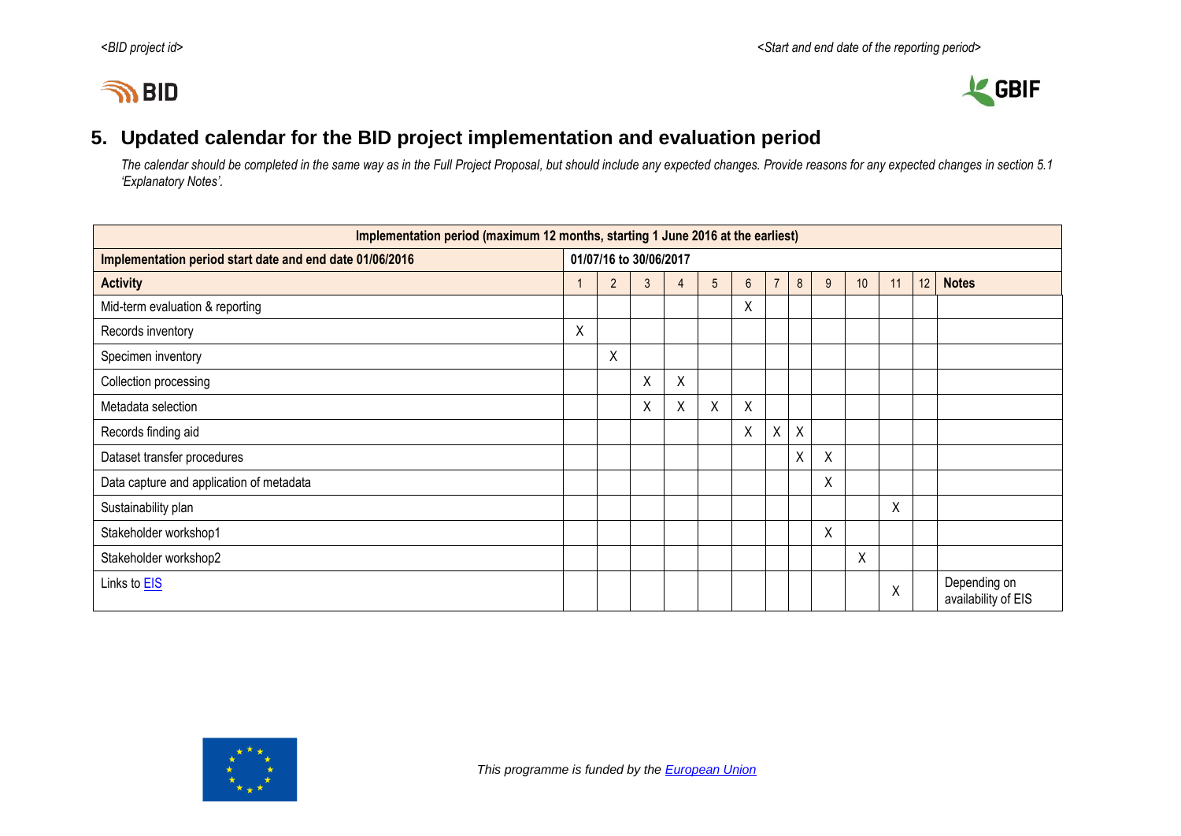## 5. Updated calendar for the BID project implementation and evaluation period

*The calendar should be completed in the same way as in the Full Project Proposal, but should include any expected changes. Provide reasons for any expected changes in section 5.1 'Explanatory Notes'.*

| **Implementation period (maximum 12 months, starting 1 June 2016 at the earliest)** | | | | | | | | | | | | | |
|---|---|---|---|---|---|---|---|---|---|---|---|---|---|
| **Implementation period start date and end date 01/06/2016** | **01/07/16 to 30/06/2017** | | | | | | | | | | | | |
| **Activity** | 1 | 2 | 3 | 4 | 5 | 6 | 7 | 8 | 9 | 10 | 11 | 12 | **Notes** |
| Mid-term evaluation & reporting | | | | | | X | | | | | | | |
| Records inventory | X | | | | | | | | | | | | |
| Specimen inventory | | X | | | | | | | | | | | |
| Collection processing | | | X | X | | | | | | | | | |
| Metadata selection | | | X | X | X | X | | | | | | | |
| Records finding aid | | | | | | X | X | X | | | | | |
| Dataset transfer procedures | | | | | | | | X | X | | | | |
| Data capture and application of metadata | | | | | | | | | X | | | | |
| Sustainability plan | | | | | | | | | | | X | | |
| Stakeholder workshop1 | | | | | | | | | X | | | | |
| Stakeholder workshop2 | | | | | | | | | | X | | | |
| Links to EIS | | | | | | | | | | | X | | Depending on availability of EIS |

*This programme is funded by the European Union*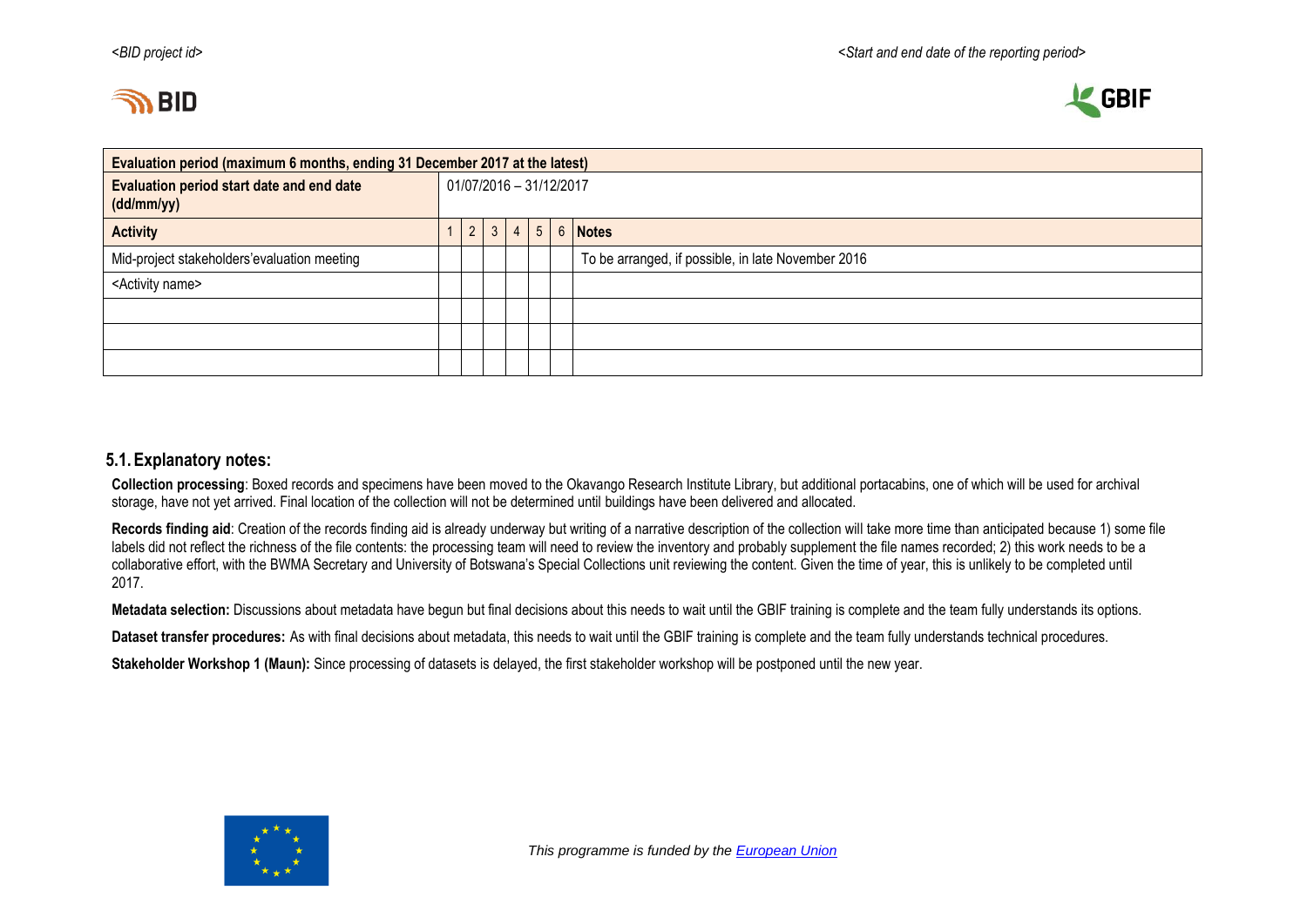| Evaluation period (maximum 6 months, ending 31 December 2017 at the latest) | | | | | | | |
|---|---|---|---|---|---|---|---|
| Evaluation period start date and end date (dd/mm/yy) | 01/07/2016 – 31/12/2017 | | | | | | |
| **Activity** | 1 | 2 | 3 | 4 | 5 | 6 | **Notes** |
| Mid-project stakeholders'evaluation meeting | | | | | | | To be arranged, if possible, in late November 2016 |
| <Activity name> | | | | | | | |
| | | | | | | | |
| | | | | | | | |
| | | | | | | | |

## 5.1. Explanatory notes:

**Collection processing**: Boxed records and specimens have been moved to the Okavango Research Institute Library, but additional portacabins, one of which will be used for archival storage, have not yet arrived. Final location of the collection will not be determined until buildings have been delivered and allocated.

**Records finding aid**: Creation of the records finding aid is already underway but writing of a narrative description of the collection will take more time than anticipated because 1) some file labels did not reflect the richness of the file contents: the processing team will need to review the inventory and probably supplement the file names recorded; 2) this work needs to be a collaborative effort, with the BWMA Secretary and University of Botswana's Special Collections unit reviewing the content. Given the time of year, this is unlikely to be completed until 2017.

**Metadata selection:** Discussions about metadata have begun but final decisions about this needs to wait until the GBIF training is complete and the team fully understands its options.

**Dataset transfer procedures:** As with final decisions about metadata, this needs to wait until the GBIF training is complete and the team fully understands technical procedures.

**Stakeholder Workshop 1 (Maun):** Since processing of datasets is delayed, the first stakeholder workshop will be postponed until the new year.

*This programme is funded by the [European Union]*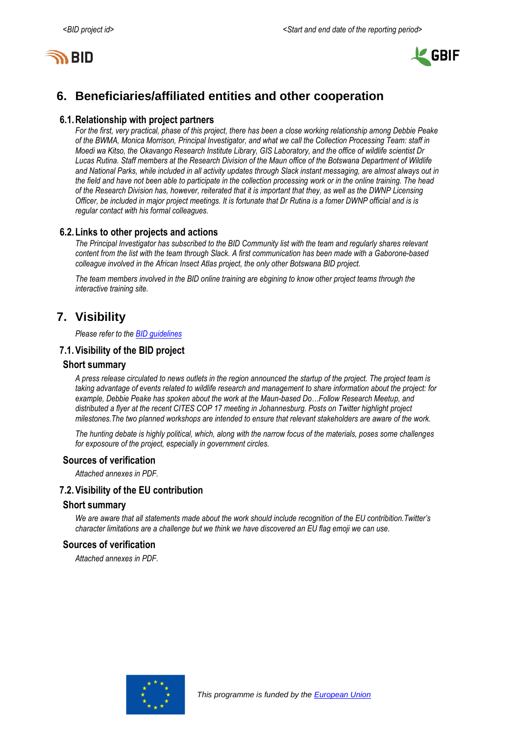# 6. Beneficiaries/affiliated entities and other cooperation

## 6.1. Relationship with project partners

*For the first, very practical, phase of this project, there has been a close working relationship among Debbie Peake of the BWMA, Monica Morrison, Principal Investigator, and what we call the Collection Processing Team: staff in Moedi wa Kitso, the Okavango Research Institute Library, GIS Laboratory, and the office of wildlife scientist Dr Lucas Rutina. Staff members at the Research Division of the Maun office of the Botswana Department of Wildlife and National Parks, while included in all activity updates through Slack instant messaging, are almost always out in the field and have not been able to participate in the collection processing work or in the online training. The head of the Research Division has, however, reiterated that it is important that they, as well as the DWNP Licensing Officer, be included in major project meetings. It is fortunate that Dr Rutina is a fomer DWNP official and is is regular contact with his formal colleagues.*

## 6.2. Links to other projects and actions

*The Principal Investigator has subscribed to the BID Community list with the team and regularly shares relevant content from the list with the team through Slack. A first communication has been made with a Gaborone-based colleague involved in the African Insect Atlas project, the only other Botswana BID project.*

*The team members involved in the BID online training are ebgining to know other project teams through the interactive training site.*

# 7. Visibility

*Please refer to the [BID guidelines]*

## 7.1. Visibility of the BID project

### Short summary

*A press release circulated to news outlets in the region announced the startup of the project. The project team is taking advantage of events related to wildlife research and management to share information about the project: for example, Debbie Peake has spoken about the work at the Maun-based Do…Follow Research Meetup, and distributed a flyer at the recent CITES COP 17 meeting in Johannesburg. Posts on Twitter highlight project milestones.The two planned workshops are intended to ensure that relevant stakeholders are aware of the work.*

*The hunting debate is highly political, which, along with the narrow focus of the materials, poses some challenges for exposoure of the project, especially in government circles.*

### Sources of verification

*Attached annexes in PDF.*

## 7.2. Visibility of the EU contribution

### Short summary

*We are aware that all statements made about the work should include recognition of the EU contribition.Twitter's character limitations are a challenge but we think we have discovered an EU flag emoji we can use.*

### Sources of verification

*Attached annexes in PDF.*

*This programme is funded by the [European Union]*